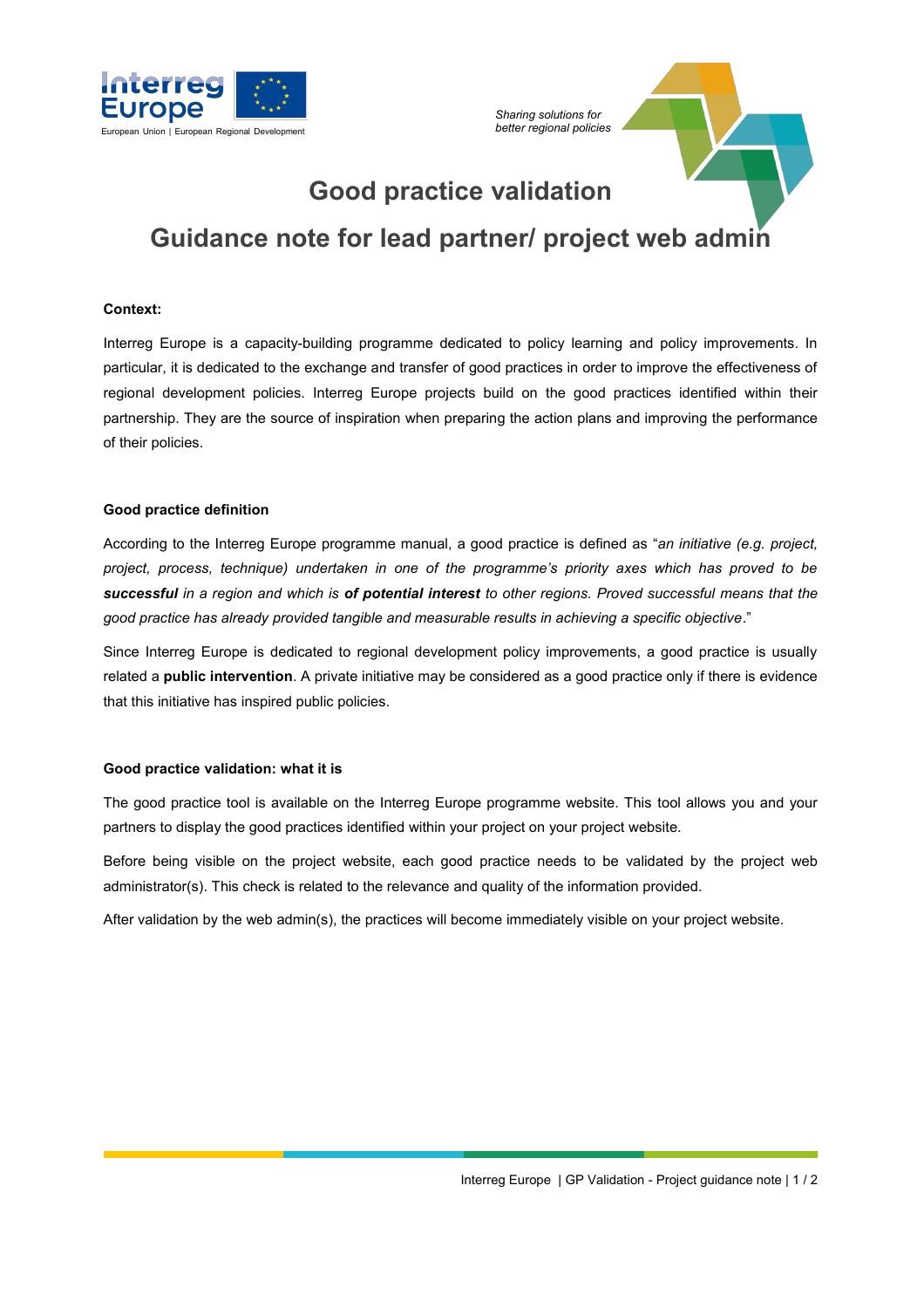Interreg Europe

European Union | European Regional Development

*Sharing solutions for better regional policies*

# Good practice validation

# Guidance note for lead partner/ project web admin

**Context:**

Interreg Europe is a capacity-building programme dedicated to policy learning and policy improvements. In particular, it is dedicated to the exchange and transfer of good practices in order to improve the effectiveness of regional development policies. Interreg Europe projects build on the good practices identified within their partnership. They are the source of inspiration when preparing the action plans and improving the performance of their policies.

**Good practice definition**

According to the Interreg Europe programme manual, a good practice is defined as "*an initiative (e.g. project, project, process, technique) undertaken in one of the programme's priority axes which has proved to be* ***successful*** *in a region and which is* ***of potential interest*** *to other regions. Proved successful means that the good practice has already provided tangible and measurable results in achieving a specific objective*."

Since Interreg Europe is dedicated to regional development policy improvements, a good practice is usually related a **public intervention**. A private initiative may be considered as a good practice only if there is evidence that this initiative has inspired public policies.

**Good practice validation: what it is**

The good practice tool is available on the Interreg Europe programme website. This tool allows you and your partners to display the good practices identified within your project on your project website.

Before being visible on the project website, each good practice needs to be validated by the project web administrator(s). This check is related to the relevance and quality of the information provided.

After validation by the web admin(s), the practices will become immediately visible on your project website.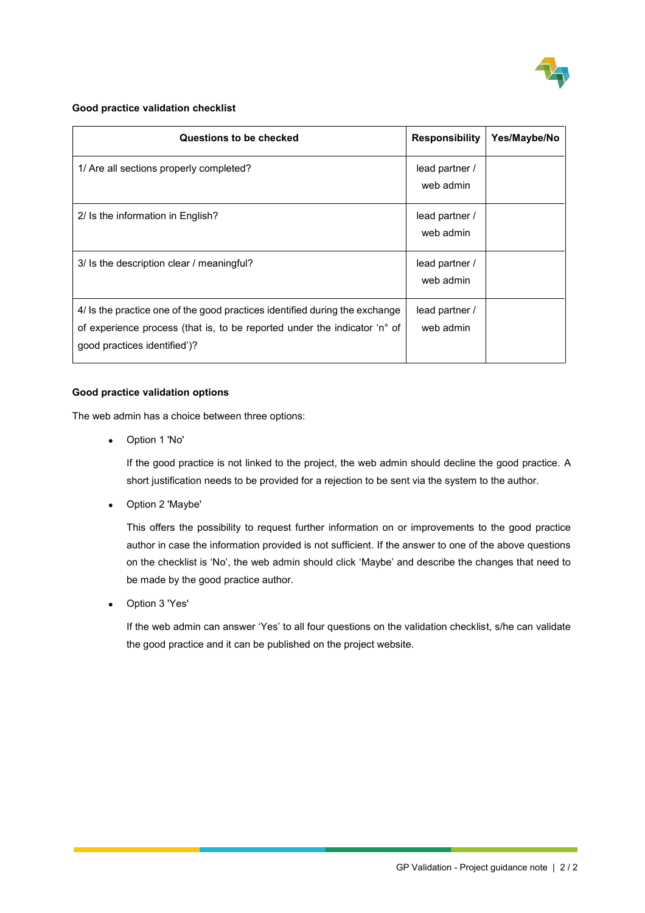**Good practice validation checklist**

| Questions to be checked | Responsibility | Yes/Maybe/No |
|---|---|---|
| 1/ Are all sections properly completed? | lead partner / web admin | |
| 2/ Is the information in English? | lead partner / web admin | |
| 3/ Is the description clear / meaningful? | lead partner / web admin | |
| 4/ Is the practice one of the good practices identified during the exchange of experience process (that is, to be reported under the indicator 'n° of good practices identified')? | lead partner / web admin | |

**Good practice validation options**

The web admin has a choice between three options:

- Option 1 'No'

  If the good practice is not linked to the project, the web admin should decline the good practice. A short justification needs to be provided for a rejection to be sent via the system to the author.

- Option 2 'Maybe'

  This offers the possibility to request further information on or improvements to the good practice author in case the information provided is not sufficient. If the answer to one of the above questions on the checklist is 'No', the web admin should click 'Maybe' and describe the changes that need to be made by the good practice author.

- Option 3 'Yes'

  If the web admin can answer 'Yes' to all four questions on the validation checklist, s/he can validate the good practice and it can be published on the project website.